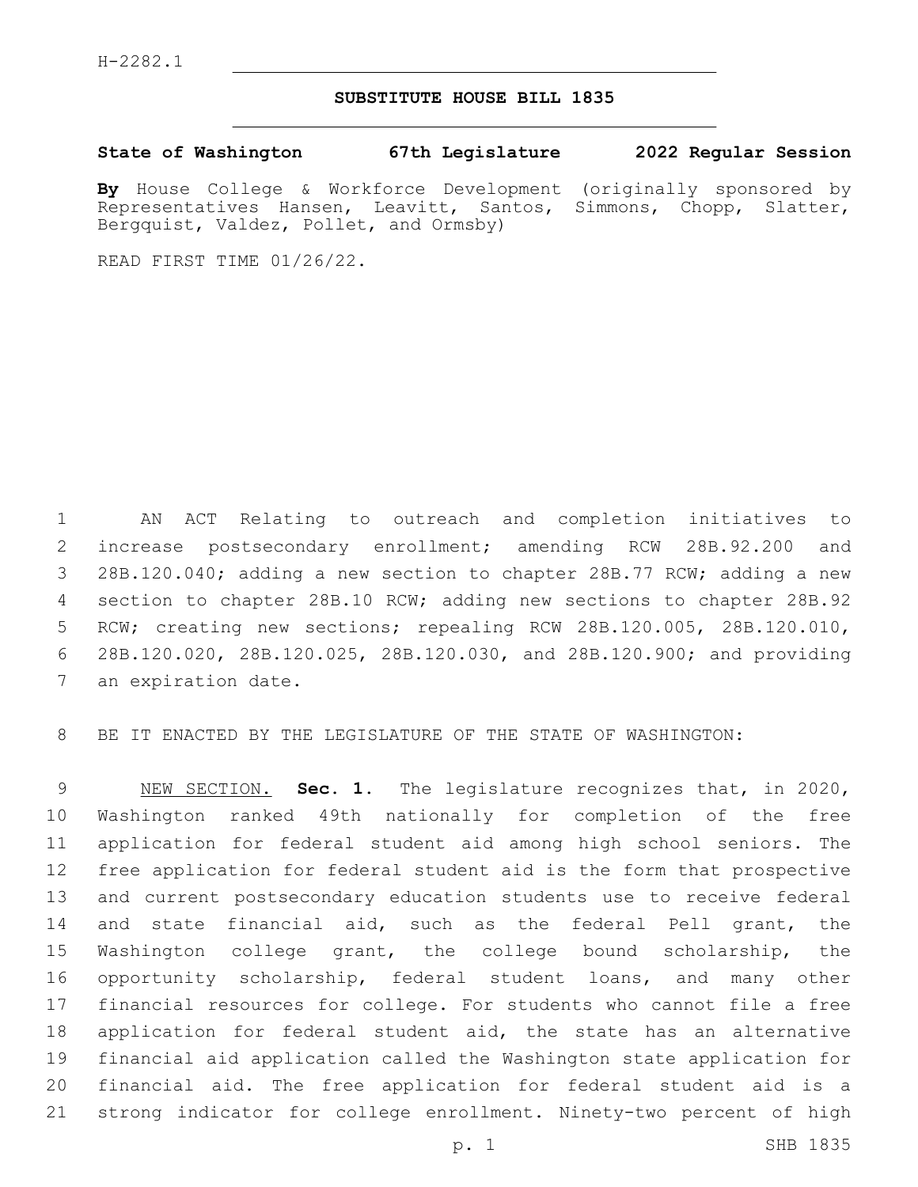H-2282.1

# SUBSTITUTE HOUSE BILL 1835

**State of Washington 67th Legislature 2022 Regular Session**

**By** House College & Workforce Development (originally sponsored by Representatives Hansen, Leavitt, Santos, Simmons, Chopp, Slatter, Bergquist, Valdez, Pollet, and Ormsby)

READ FIRST TIME 01/26/22.

AN ACT Relating to outreach and completion initiatives to increase postsecondary enrollment; amending RCW 28B.92.200 and 28B.120.040; adding a new section to chapter 28B.77 RCW; adding a new section to chapter 28B.10 RCW; adding new sections to chapter 28B.92 RCW; creating new sections; repealing RCW 28B.120.005, 28B.120.010, 28B.120.020, 28B.120.025, 28B.120.030, and 28B.120.900; and providing an expiration date.

BE IT ENACTED BY THE LEGISLATURE OF THE STATE OF WASHINGTON:

NEW SECTION. **Sec. 1.** The legislature recognizes that, in 2020, Washington ranked 49th nationally for completion of the free application for federal student aid among high school seniors. The free application for federal student aid is the form that prospective and current postsecondary education students use to receive federal and state financial aid, such as the federal Pell grant, the Washington college grant, the college bound scholarship, the opportunity scholarship, federal student loans, and many other financial resources for college. For students who cannot file a free application for federal student aid, the state has an alternative financial aid application called the Washington state application for financial aid. The free application for federal student aid is a strong indicator for college enrollment. Ninety-two percent of high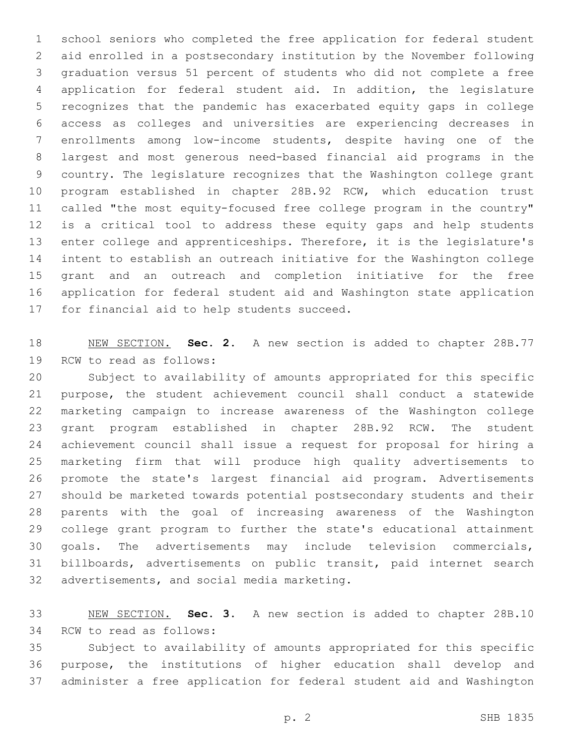school seniors who completed the free application for federal student aid enrolled in a postsecondary institution by the November following graduation versus 51 percent of students who did not complete a free application for federal student aid. In addition, the legislature recognizes that the pandemic has exacerbated equity gaps in college access as colleges and universities are experiencing decreases in enrollments among low-income students, despite having one of the largest and most generous need-based financial aid programs in the country. The legislature recognizes that the Washington college grant program established in chapter 28B.92 RCW, which education trust called "the most equity-focused free college program in the country" is a critical tool to address these equity gaps and help students enter college and apprenticeships. Therefore, it is the legislature's intent to establish an outreach initiative for the Washington college grant and an outreach and completion initiative for the free application for federal student aid and Washington state application for financial aid to help students succeed.

NEW SECTION. **Sec. 2.** A new section is added to chapter 28B.77 RCW to read as follows:

Subject to availability of amounts appropriated for this specific purpose, the student achievement council shall conduct a statewide marketing campaign to increase awareness of the Washington college grant program established in chapter 28B.92 RCW. The student achievement council shall issue a request for proposal for hiring a marketing firm that will produce high quality advertisements to promote the state's largest financial aid program. Advertisements should be marketed towards potential postsecondary students and their parents with the goal of increasing awareness of the Washington college grant program to further the state's educational attainment goals. The advertisements may include television commercials, billboards, advertisements on public transit, paid internet search advertisements, and social media marketing.

NEW SECTION. **Sec. 3.** A new section is added to chapter 28B.10 RCW to read as follows:

Subject to availability of amounts appropriated for this specific purpose, the institutions of higher education shall develop and administer a free application for federal student aid and Washington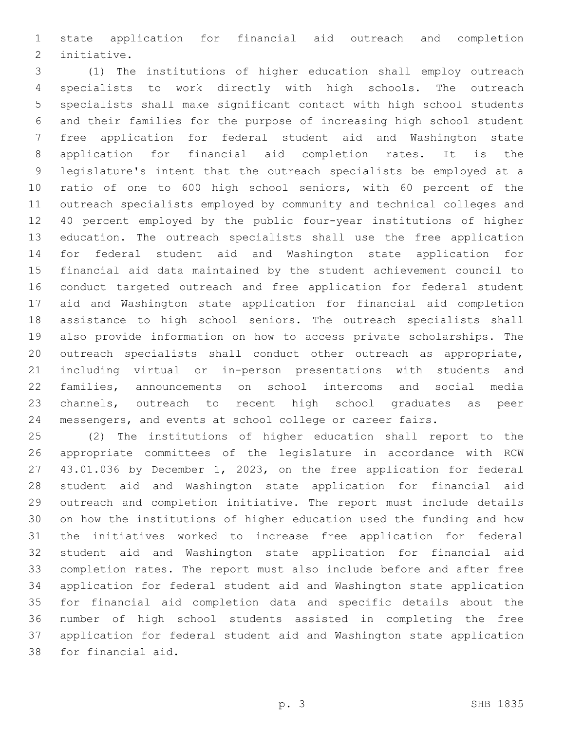state application for financial aid outreach and completion initiative.

(1) The institutions of higher education shall employ outreach specialists to work directly with high schools. The outreach specialists shall make significant contact with high school students and their families for the purpose of increasing high school student free application for federal student aid and Washington state application for financial aid completion rates. It is the legislature's intent that the outreach specialists be employed at a ratio of one to 600 high school seniors, with 60 percent of the outreach specialists employed by community and technical colleges and 40 percent employed by the public four-year institutions of higher education. The outreach specialists shall use the free application for federal student aid and Washington state application for financial aid data maintained by the student achievement council to conduct targeted outreach and free application for federal student aid and Washington state application for financial aid completion assistance to high school seniors. The outreach specialists shall also provide information on how to access private scholarships. The outreach specialists shall conduct other outreach as appropriate, including virtual or in-person presentations with students and families, announcements on school intercoms and social media channels, outreach to recent high school graduates as peer messengers, and events at school college or career fairs.

(2) The institutions of higher education shall report to the appropriate committees of the legislature in accordance with RCW 43.01.036 by December 1, 2023, on the free application for federal student aid and Washington state application for financial aid outreach and completion initiative. The report must include details on how the institutions of higher education used the funding and how the initiatives worked to increase free application for federal student aid and Washington state application for financial aid completion rates. The report must also include before and after free application for federal student aid and Washington state application for financial aid completion data and specific details about the number of high school students assisted in completing the free application for federal student aid and Washington state application for financial aid.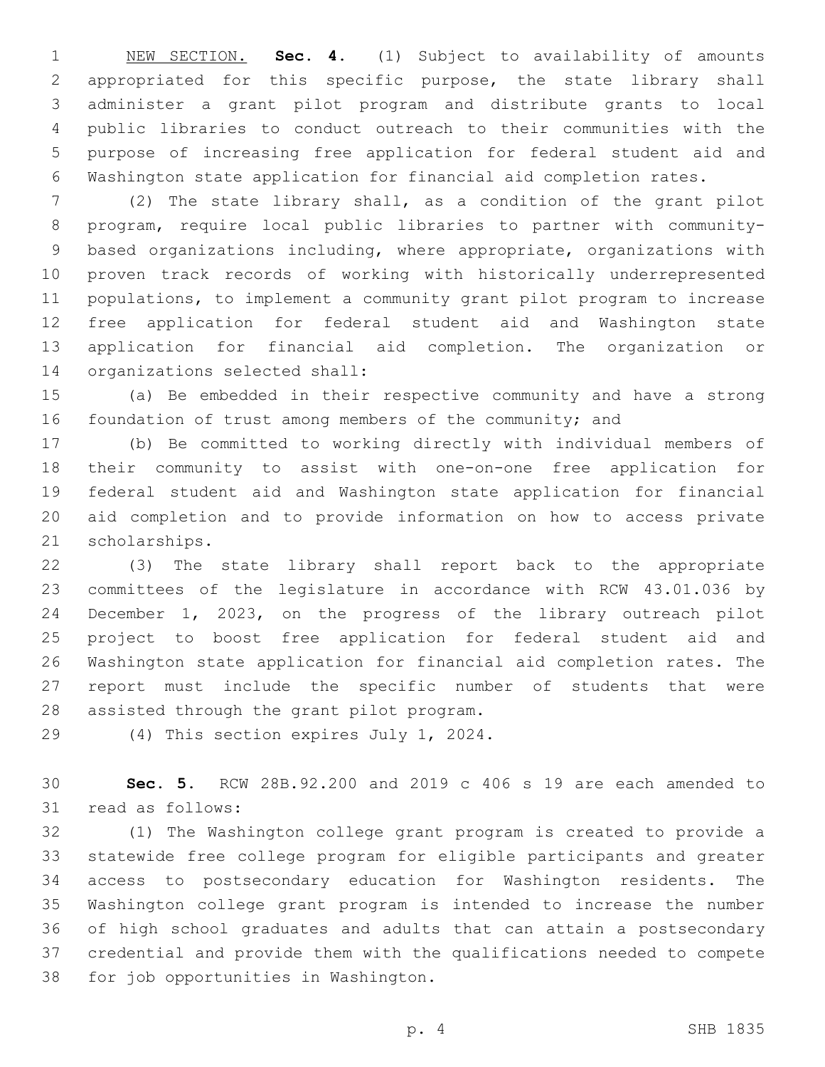NEW SECTION. **Sec. 4.** (1) Subject to availability of amounts appropriated for this specific purpose, the state library shall administer a grant pilot program and distribute grants to local public libraries to conduct outreach to their communities with the purpose of increasing free application for federal student aid and Washington state application for financial aid completion rates.

(2) The state library shall, as a condition of the grant pilot program, require local public libraries to partner with community-based organizations including, where appropriate, organizations with proven track records of working with historically underrepresented populations, to implement a community grant pilot program to increase free application for federal student aid and Washington state application for financial aid completion. The organization or organizations selected shall:

(a) Be embedded in their respective community and have a strong foundation of trust among members of the community; and

(b) Be committed to working directly with individual members of their community to assist with one-on-one free application for federal student aid and Washington state application for financial aid completion and to provide information on how to access private scholarships.

(3) The state library shall report back to the appropriate committees of the legislature in accordance with RCW 43.01.036 by December 1, 2023, on the progress of the library outreach pilot project to boost free application for federal student aid and Washington state application for financial aid completion rates. The report must include the specific number of students that were assisted through the grant pilot program.

(4) This section expires July 1, 2024.

**Sec. 5.** RCW 28B.92.200 and 2019 c 406 s 19 are each amended to read as follows:

(1) The Washington college grant program is created to provide a statewide free college program for eligible participants and greater access to postsecondary education for Washington residents. The Washington college grant program is intended to increase the number of high school graduates and adults that can attain a postsecondary credential and provide them with the qualifications needed to compete for job opportunities in Washington.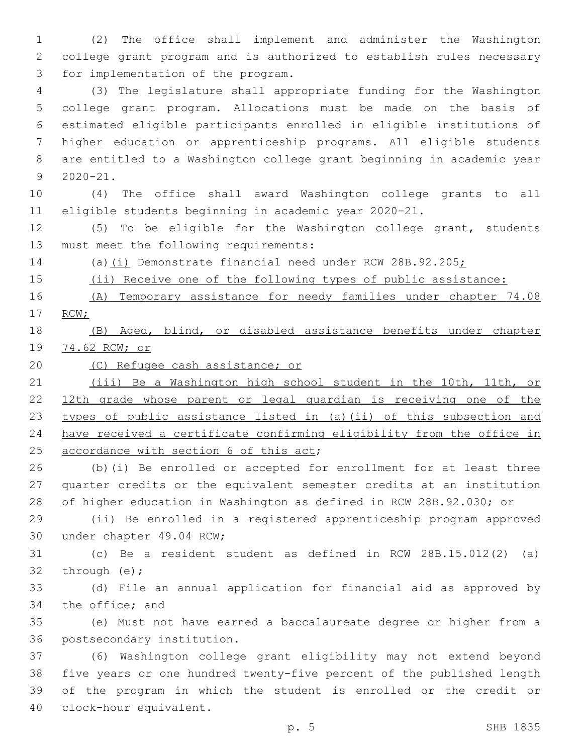(2) The office shall implement and administer the Washington college grant program and is authorized to establish rules necessary for implementation of the program.

(3) The legislature shall appropriate funding for the Washington college grant program. Allocations must be made on the basis of estimated eligible participants enrolled in eligible institutions of higher education or apprenticeship programs. All eligible students are entitled to a Washington college grant beginning in academic year 2020-21.

(4) The office shall award Washington college grants to all eligible students beginning in academic year 2020-21.

(5) To be eligible for the Washington college grant, students must meet the following requirements:

(a)<u>(i)</u> Demonstrate financial need under RCW 28B.92.205<u>;</u>

<u>(ii) Receive one of the following types of public assistance:</u>

<u>(A) Temporary assistance for needy families under chapter 74.08 RCW;</u>

<u>(B) Aged, blind, or disabled assistance benefits under chapter 74.62 RCW; or</u>

<u>(C) Refugee cash assistance; or</u>

<u>(iii) Be a Washington high school student in the 10th, 11th, or 12th grade whose parent or legal guardian is receiving one of the types of public assistance listed in (a)(ii) of this subsection and have received a certificate confirming eligibility from the office in accordance with section 6 of this act</u>;

(b)(i) Be enrolled or accepted for enrollment for at least three quarter credits or the equivalent semester credits at an institution of higher education in Washington as defined in RCW 28B.92.030; or

(ii) Be enrolled in a registered apprenticeship program approved under chapter 49.04 RCW;

(c) Be a resident student as defined in RCW 28B.15.012(2) (a) through (e);

(d) File an annual application for financial aid as approved by the office; and

(e) Must not have earned a baccalaureate degree or higher from a postsecondary institution.

(6) Washington college grant eligibility may not extend beyond five years or one hundred twenty-five percent of the published length of the program in which the student is enrolled or the credit or clock-hour equivalent.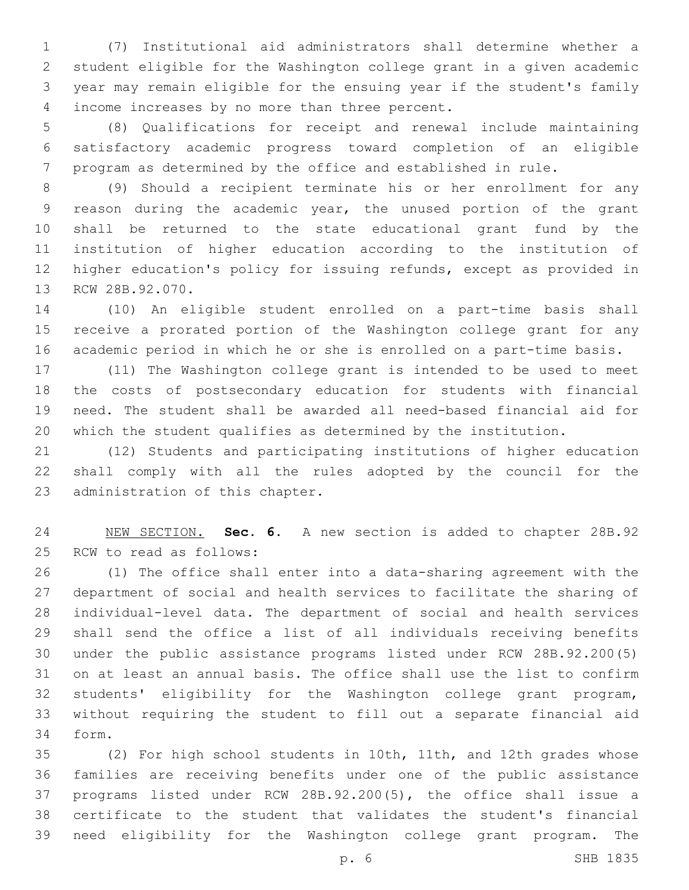(7) Institutional aid administrators shall determine whether a student eligible for the Washington college grant in a given academic year may remain eligible for the ensuing year if the student's family income increases by no more than three percent.

(8) Qualifications for receipt and renewal include maintaining satisfactory academic progress toward completion of an eligible program as determined by the office and established in rule.

(9) Should a recipient terminate his or her enrollment for any reason during the academic year, the unused portion of the grant shall be returned to the state educational grant fund by the institution of higher education according to the institution of higher education's policy for issuing refunds, except as provided in RCW 28B.92.070.

(10) An eligible student enrolled on a part-time basis shall receive a prorated portion of the Washington college grant for any academic period in which he or she is enrolled on a part-time basis.

(11) The Washington college grant is intended to be used to meet the costs of postsecondary education for students with financial need. The student shall be awarded all need-based financial aid for which the student qualifies as determined by the institution.

(12) Students and participating institutions of higher education shall comply with all the rules adopted by the council for the administration of this chapter.

NEW SECTION. **Sec. 6.** A new section is added to chapter 28B.92 RCW to read as follows:

(1) The office shall enter into a data-sharing agreement with the department of social and health services to facilitate the sharing of individual-level data. The department of social and health services shall send the office a list of all individuals receiving benefits under the public assistance programs listed under RCW 28B.92.200(5) on at least an annual basis. The office shall use the list to confirm students' eligibility for the Washington college grant program, without requiring the student to fill out a separate financial aid form.

(2) For high school students in 10th, 11th, and 12th grades whose families are receiving benefits under one of the public assistance programs listed under RCW 28B.92.200(5), the office shall issue a certificate to the student that validates the student's financial need eligibility for the Washington college grant program. The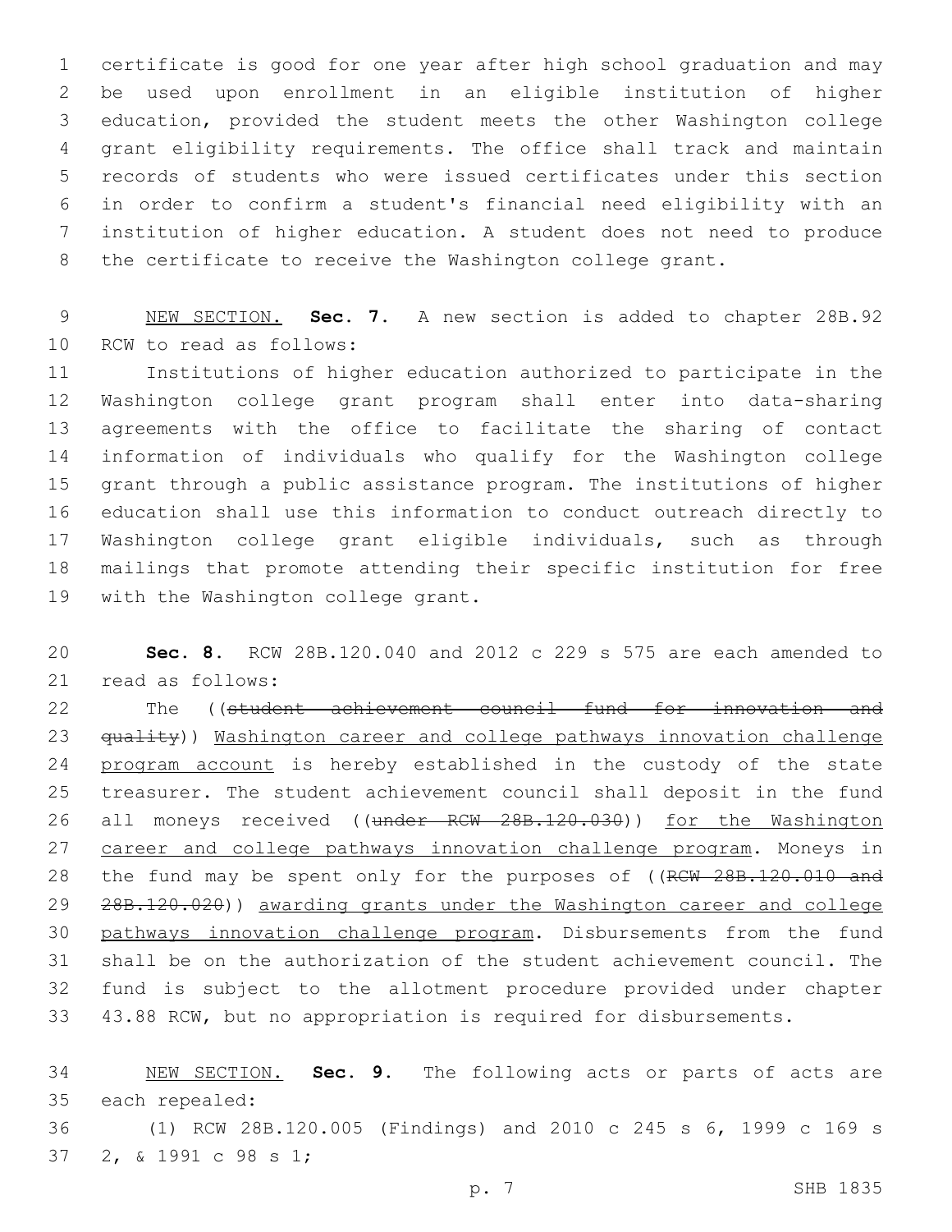certificate is good for one year after high school graduation and may be used upon enrollment in an eligible institution of higher education, provided the student meets the other Washington college grant eligibility requirements. The office shall track and maintain records of students who were issued certificates under this section in order to confirm a student's financial need eligibility with an institution of higher education. A student does not need to produce the certificate to receive the Washington college grant.

NEW SECTION. **Sec. 7.** A new section is added to chapter 28B.92 RCW to read as follows:

Institutions of higher education authorized to participate in the Washington college grant program shall enter into data-sharing agreements with the office to facilitate the sharing of contact information of individuals who qualify for the Washington college grant through a public assistance program. The institutions of higher education shall use this information to conduct outreach directly to Washington college grant eligible individuals, such as through mailings that promote attending their specific institution for free with the Washington college grant.

**Sec. 8.** RCW 28B.120.040 and 2012 c 229 s 575 are each amended to read as follows:

The ((~~student achievement council fund for innovation and quality~~)) Washington career and college pathways innovation challenge program account is hereby established in the custody of the state treasurer. The student achievement council shall deposit in the fund all moneys received ((~~under RCW 28B.120.030~~)) for the Washington career and college pathways innovation challenge program. Moneys in the fund may be spent only for the purposes of ((~~RCW 28B.120.010 and 28B.120.020~~)) awarding grants under the Washington career and college pathways innovation challenge program. Disbursements from the fund shall be on the authorization of the student achievement council. The fund is subject to the allotment procedure provided under chapter 43.88 RCW, but no appropriation is required for disbursements.

NEW SECTION. **Sec. 9.** The following acts or parts of acts are each repealed:

(1) RCW 28B.120.005 (Findings) and 2010 c 245 s 6, 1999 c 169 s 2, & 1991 c 98 s 1;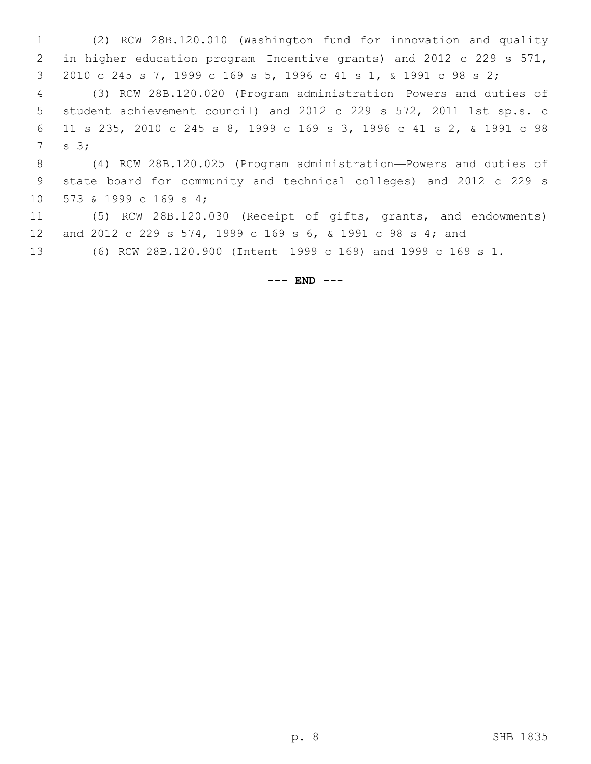(2) RCW 28B.120.010 (Washington fund for innovation and quality in higher education program—Incentive grants) and 2012 c 229 s 571, 2010 c 245 s 7, 1999 c 169 s 5, 1996 c 41 s 1, & 1991 c 98 s 2;

(3) RCW 28B.120.020 (Program administration—Powers and duties of student achievement council) and 2012 c 229 s 572, 2011 1st sp.s. c 11 s 235, 2010 c 245 s 8, 1999 c 169 s 3, 1996 c 41 s 2, & 1991 c 98 s 3;

(4) RCW 28B.120.025 (Program administration—Powers and duties of state board for community and technical colleges) and 2012 c 229 s 573 & 1999 c 169 s 4;

(5) RCW 28B.120.030 (Receipt of gifts, grants, and endowments) and 2012 c 229 s 574, 1999 c 169 s 6, & 1991 c 98 s 4; and

(6) RCW 28B.120.900 (Intent—1999 c 169) and 1999 c 169 s 1.

**--- END ---**